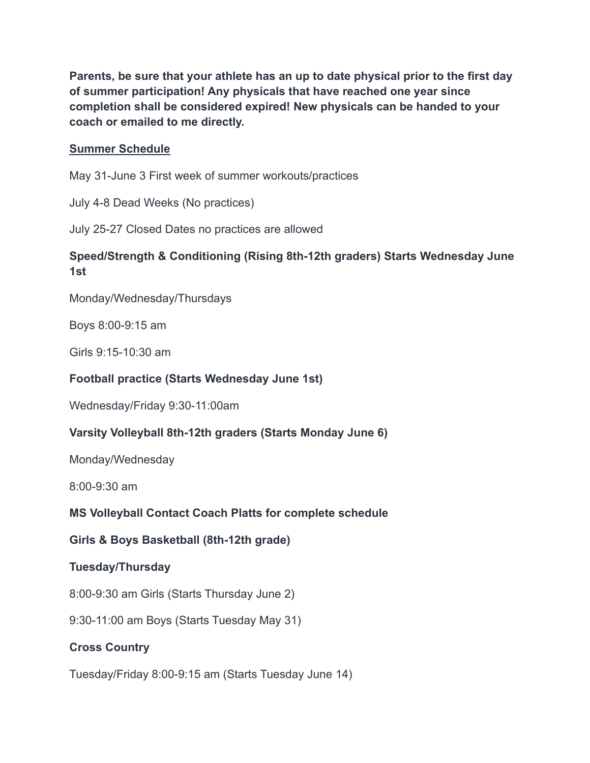**Parents, be sure that your athlete has an up to date physical prior to the first day of summer participation! Any physicals that have reached one year since completion shall be considered expired! New physicals can be handed to your coach or emailed to me directly.**

<u>**Summer Schedule**</u>

May 31-June 3 First week of summer workouts/practices

July 4-8 Dead Weeks (No practices)

July 25-27 Closed Dates no practices are allowed

**Speed/Strength & Conditioning (Rising 8th-12th graders) Starts Wednesday June 1st**

Monday/Wednesday/Thursdays

Boys 8:00-9:15 am

Girls 9:15-10:30 am

**Football practice (Starts Wednesday June 1st)**

Wednesday/Friday 9:30-11:00am

**Varsity Volleyball 8th-12th graders (Starts Monday June 6)**

Monday/Wednesday

8:00-9:30 am

**MS Volleyball Contact Coach Platts for complete schedule**

**Girls & Boys Basketball (8th-12th grade)**

**Tuesday/Thursday**

8:00-9:30 am Girls (Starts Thursday June 2)

9:30-11:00 am Boys (Starts Tuesday May 31)

**Cross Country**

Tuesday/Friday 8:00-9:15 am (Starts Tuesday June 14)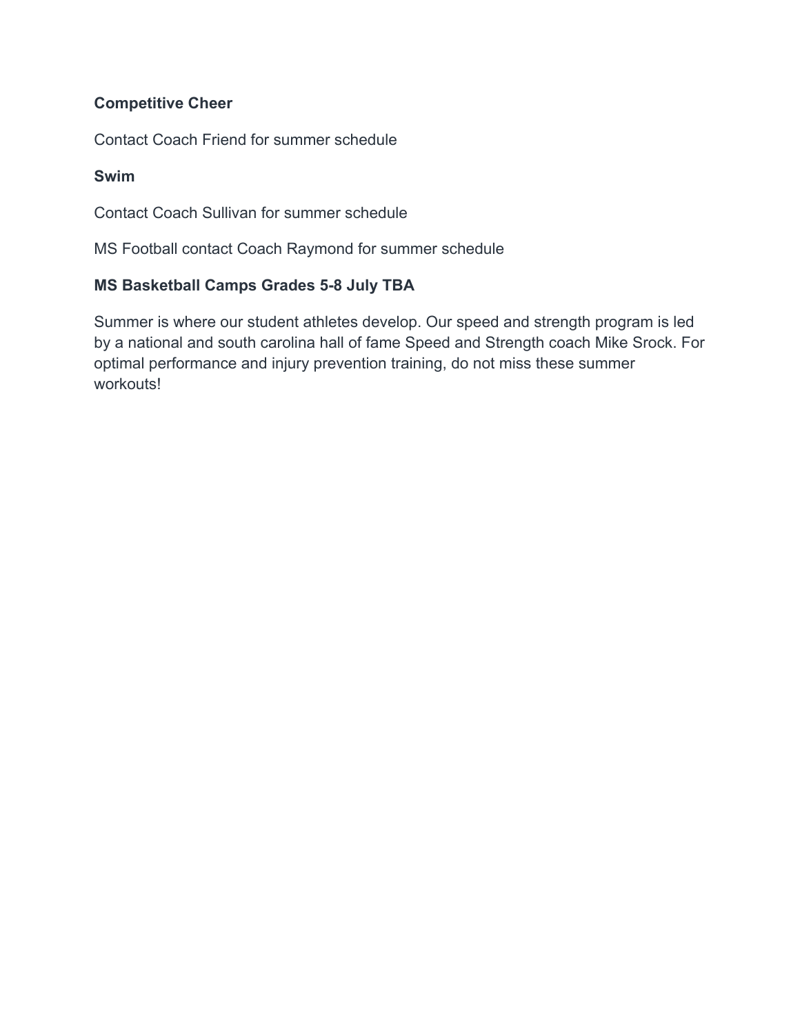**Competitive Cheer**

Contact Coach Friend for summer schedule

**Swim**

Contact Coach Sullivan for summer schedule

MS Football contact Coach Raymond for summer schedule

**MS Basketball Camps Grades 5-8 July TBA**

Summer is where our student athletes develop. Our speed and strength program is led by a national and south carolina hall of fame Speed and Strength coach Mike Srock. For optimal performance and injury prevention training, do not miss these summer workouts!